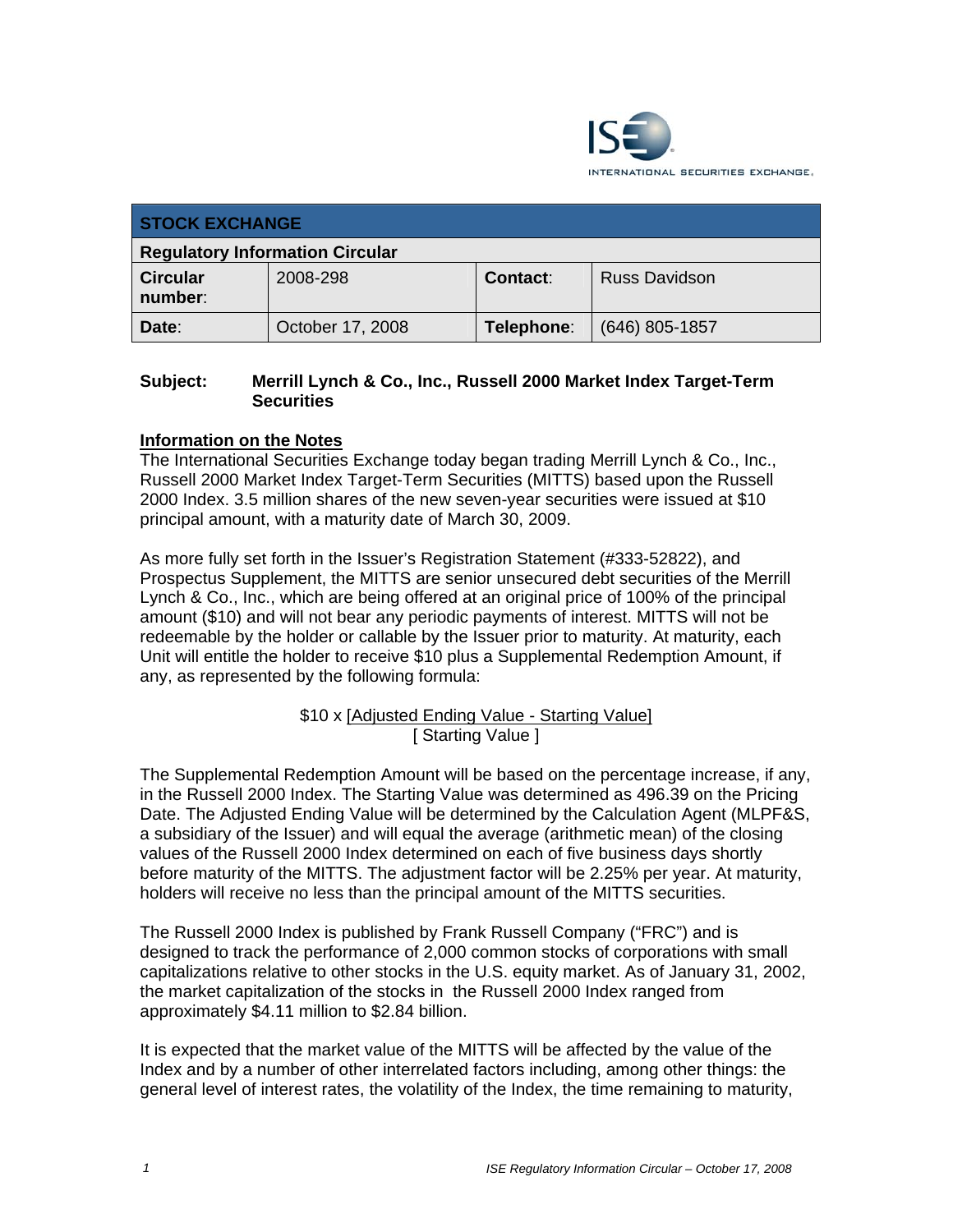## STOCK EXCHANGE

| **Regulatory Information Circular** | | | |
|---|---|---|---|
| **Circular number**: | 2008-298 | **Contact**: | Russ Davidson |
| **Date**: | October 17, 2008 | **Telephone**: | (646) 805-1857 |

**Subject: Merrill Lynch & Co., Inc., Russell 2000 Market Index Target-Term Securities**

**Information on the Notes**

The International Securities Exchange today began trading Merrill Lynch & Co., Inc., Russell 2000 Market Index Target-Term Securities (MITTS) based upon the Russell 2000 Index. 3.5 million shares of the new seven-year securities were issued at $10 principal amount, with a maturity date of March 30, 2009.

As more fully set forth in the Issuer's Registration Statement (#333-52822), and Prospectus Supplement, the MITTS are senior unsecured debt securities of the Merrill Lynch & Co., Inc., which are being offered at an original price of 100% of the principal amount ($10) and will not bear any periodic payments of interest. MITTS will not be redeemable by the holder or callable by the Issuer prior to maturity. At maturity, each Unit will entitle the holder to receive $10 plus a Supplemental Redemption Amount, if any, as represented by the following formula:

$$\$10 \times \frac{[\text{Adjusted Ending Value} - \text{Starting Value}]}{[\text{ Starting Value }]}$$

The Supplemental Redemption Amount will be based on the percentage increase, if any, in the Russell 2000 Index. The Starting Value was determined as 496.39 on the Pricing Date. The Adjusted Ending Value will be determined by the Calculation Agent (MLPF&S, a subsidiary of the Issuer) and will equal the average (arithmetic mean) of the closing values of the Russell 2000 Index determined on each of five business days shortly before maturity of the MITTS. The adjustment factor will be 2.25% per year. At maturity, holders will receive no less than the principal amount of the MITTS securities.

The Russell 2000 Index is published by Frank Russell Company ("FRC") and is designed to track the performance of 2,000 common stocks of corporations with small capitalizations relative to other stocks in the U.S. equity market. As of January 31, 2002, the market capitalization of the stocks in the Russell 2000 Index ranged from approximately $4.11 million to $2.84 billion.

It is expected that the market value of the MITTS will be affected by the value of the Index and by a number of other interrelated factors including, among other things: the general level of interest rates, the volatility of the Index, the time remaining to maturity,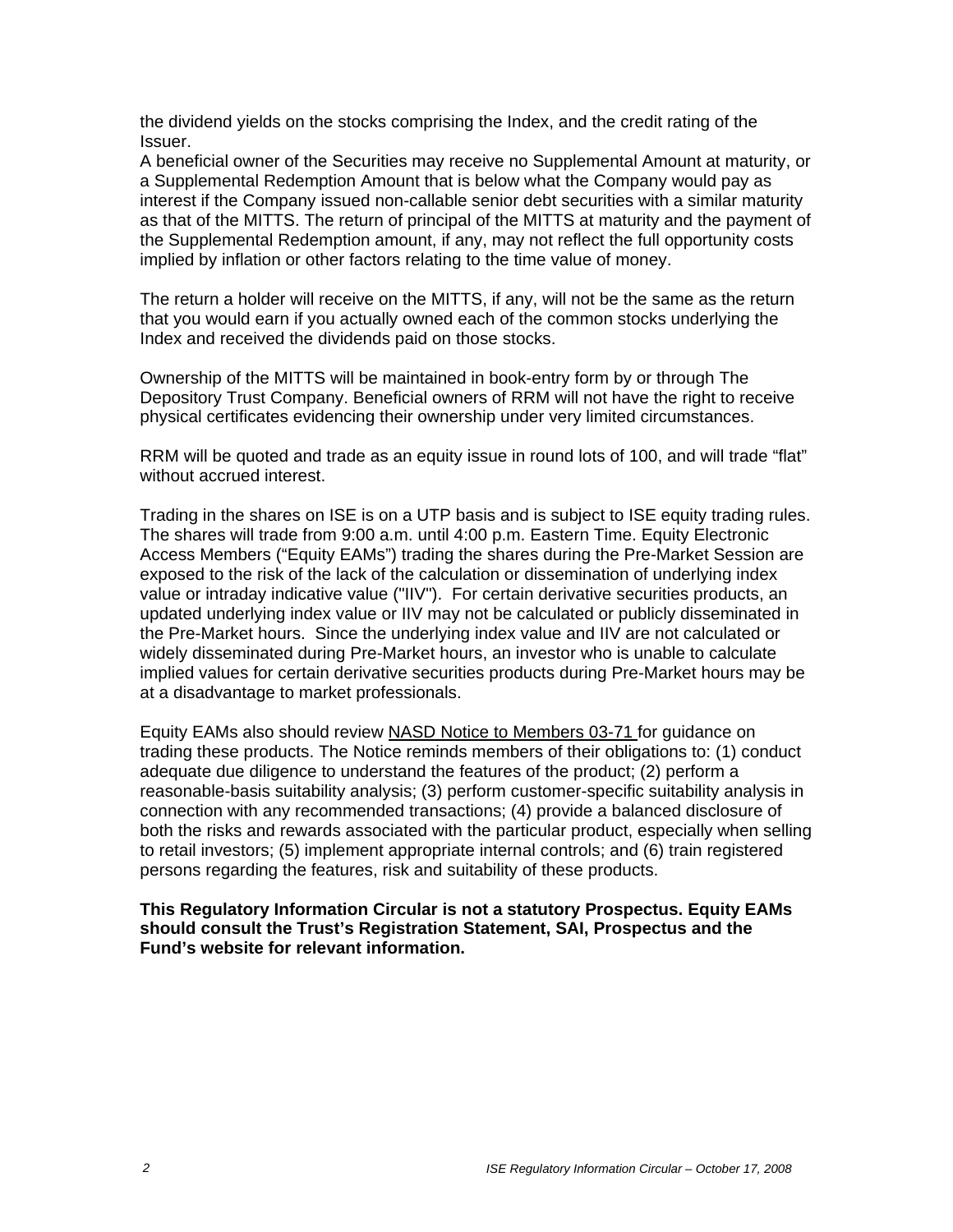the dividend yields on the stocks comprising the Index, and the credit rating of the Issuer.
A beneficial owner of the Securities may receive no Supplemental Amount at maturity, or a Supplemental Redemption Amount that is below what the Company would pay as interest if the Company issued non-callable senior debt securities with a similar maturity as that of the MITTS. The return of principal of the MITTS at maturity and the payment of the Supplemental Redemption amount, if any, may not reflect the full opportunity costs implied by inflation or other factors relating to the time value of money.

The return a holder will receive on the MITTS, if any, will not be the same as the return that you would earn if you actually owned each of the common stocks underlying the Index and received the dividends paid on those stocks.

Ownership of the MITTS will be maintained in book-entry form by or through The Depository Trust Company. Beneficial owners of RRM will not have the right to receive physical certificates evidencing their ownership under very limited circumstances.

RRM will be quoted and trade as an equity issue in round lots of 100, and will trade "flat" without accrued interest.

Trading in the shares on ISE is on a UTP basis and is subject to ISE equity trading rules. The shares will trade from 9:00 a.m. until 4:00 p.m. Eastern Time. Equity Electronic Access Members ("Equity EAMs") trading the shares during the Pre-Market Session are exposed to the risk of the lack of the calculation or dissemination of underlying index value or intraday indicative value ("IIV"). For certain derivative securities products, an updated underlying index value or IIV may not be calculated or publicly disseminated in the Pre-Market hours. Since the underlying index value and IIV are not calculated or widely disseminated during Pre-Market hours, an investor who is unable to calculate implied values for certain derivative securities products during Pre-Market hours may be at a disadvantage to market professionals.

Equity EAMs also should review NASD Notice to Members 03-71 for guidance on trading these products. The Notice reminds members of their obligations to: (1) conduct adequate due diligence to understand the features of the product; (2) perform a reasonable-basis suitability analysis; (3) perform customer-specific suitability analysis in connection with any recommended transactions; (4) provide a balanced disclosure of both the risks and rewards associated with the particular product, especially when selling to retail investors; (5) implement appropriate internal controls; and (6) train registered persons regarding the features, risk and suitability of these products.

**This Regulatory Information Circular is not a statutory Prospectus. Equity EAMs should consult the Trust's Registration Statement, SAI, Prospectus and the Fund's website for relevant information.**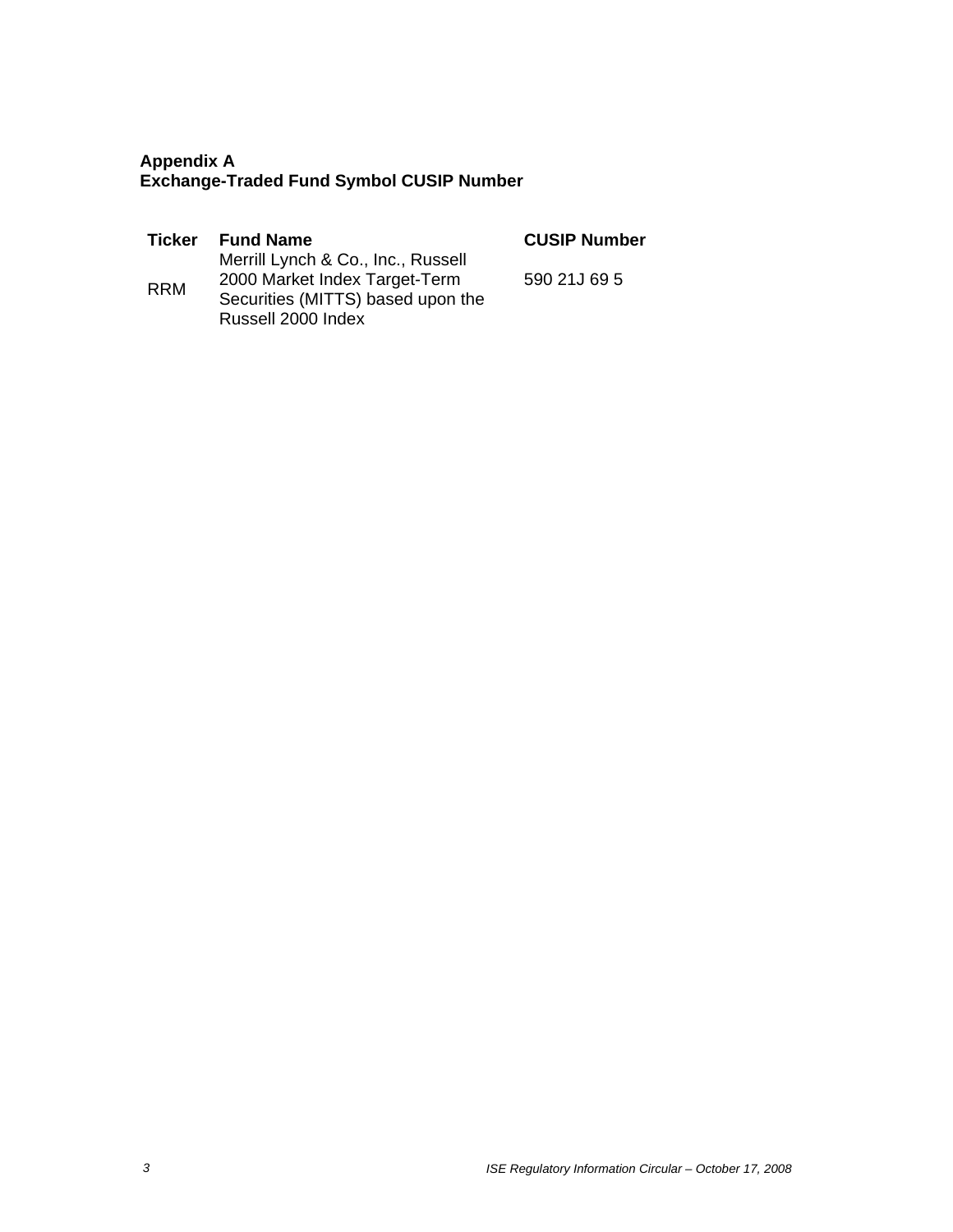**Appendix A**
**Exchange-Traded Fund Symbol CUSIP Number**

| Ticker | Fund Name | CUSIP Number |
| --- | --- | --- |
| RRM | Merrill Lynch & Co., Inc., Russell 2000 Market Index Target-Term Securities (MITTS) based upon the Russell 2000 Index | 590 21J 69 5 |